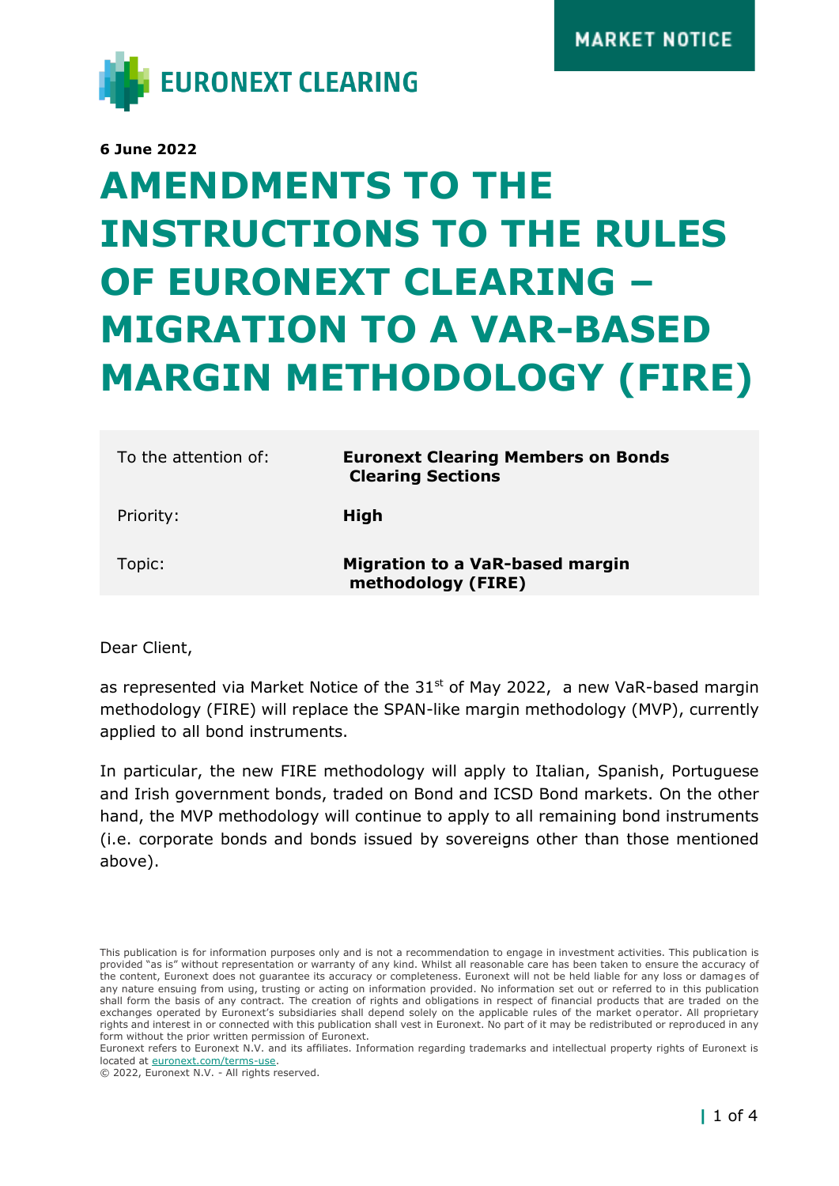MARKET NOTICE

EURONEXT CLEARING

**6 June 2022**

# AMENDMENTS TO THE INSTRUCTIONS TO THE RULES OF EURONEXT CLEARING – MIGRATION TO A VAR-BASED MARGIN METHODOLOGY (FIRE)

| | |
|---|---|
| To the attention of: | **Euronext Clearing Members on Bonds Clearing Sections** |
| Priority: | **High** |
| Topic: | **Migration to a VaR-based margin methodology (FIRE)** |

Dear Client,

as represented via Market Notice of the 31st of May 2022, a new VaR-based margin methodology (FIRE) will replace the SPAN-like margin methodology (MVP), currently applied to all bond instruments.

In particular, the new FIRE methodology will apply to Italian, Spanish, Portuguese and Irish government bonds, traded on Bond and ICSD Bond markets. On the other hand, the MVP methodology will continue to apply to all remaining bond instruments (i.e. corporate bonds and bonds issued by sovereigns other than those mentioned above).

This publication is for information purposes only and is not a recommendation to engage in investment activities. This publication is provided "as is" without representation or warranty of any kind. Whilst all reasonable care has been taken to ensure the accuracy of the content, Euronext does not guarantee its accuracy or completeness. Euronext will not be held liable for any loss or damages of any nature ensuing from using, trusting or acting on information provided. No information set out or referred to in this publication shall form the basis of any contract. The creation of rights and obligations in respect of financial products that are traded on the exchanges operated by Euronext's subsidiaries shall depend solely on the applicable rules of the market operator. All proprietary rights and interest in or connected with this publication shall vest in Euronext. No part of it may be redistributed or reproduced in any form without the prior written permission of Euronext.
Euronext refers to Euronext N.V. and its affiliates. Information regarding trademarks and intellectual property rights of Euronext is located at euronext.com/terms-use.
© 2022, Euronext N.V. - All rights reserved.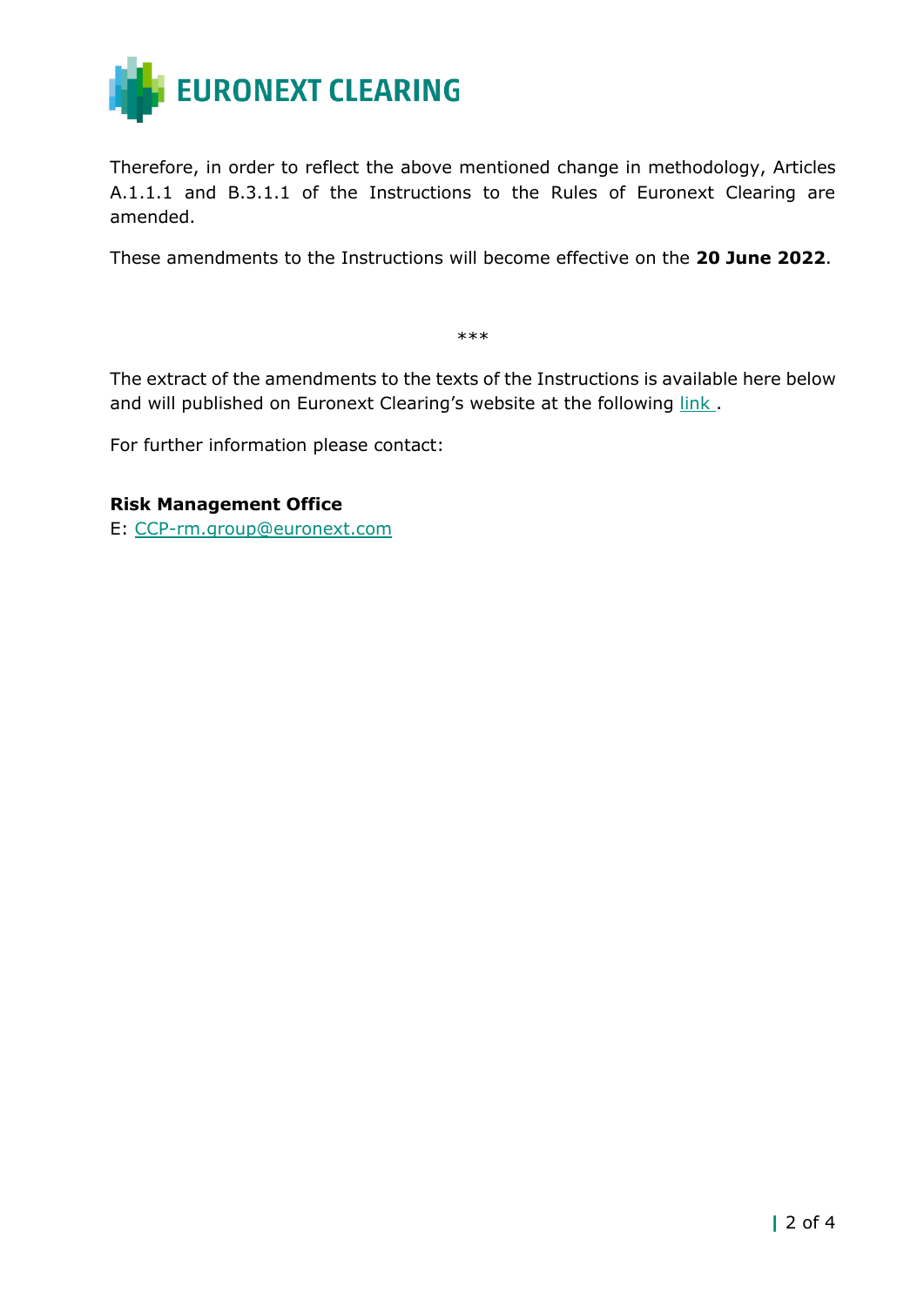Therefore, in order to reflect the above mentioned change in methodology, Articles A.1.1.1 and B.3.1.1 of the Instructions to the Rules of Euronext Clearing are amended.

These amendments to the Instructions will become effective on the **20 June 2022**.

***

The extract of the amendments to the texts of the Instructions is available here below and will published on Euronext Clearing's website at the following link .

For further information please contact:

**Risk Management Office**
E: CCP-rm.group@euronext.com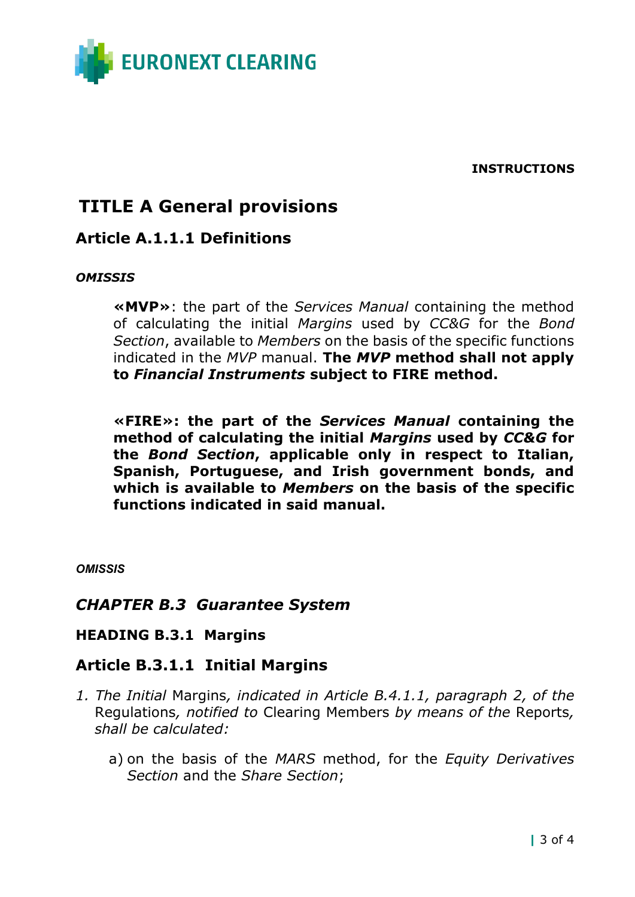**INSTRUCTIONS**

# TITLE A General provisions

## Article A.1.1.1 Definitions

***OMISSIS***

> **«MVP»**: the part of the *Services Manual* containing the method of calculating the initial *Margins* used by *CC&G* for the *Bond Section*, available to *Members* on the basis of the specific functions indicated in the *MVP* manual. **The *MVP* method shall not apply to *Financial Instruments* subject to FIRE method.**
>
> **«FIRE»: the part of the *Services Manual* containing the method of calculating the initial *Margins* used by *CC&G* for the *Bond Section*, applicable only in respect to Italian, Spanish, Portuguese, and Irish government bonds, and which is available to *Members* on the basis of the specific functions indicated in said manual.**

***OMISSIS***

## *CHAPTER B.3 Guarantee System*

### HEADING B.3.1 Margins

## Article B.3.1.1 Initial Margins

1. *The Initial* Margins*, indicated in Article B.4.1.1, paragraph 2, of the* Regulations*, notified to* Clearing Members *by means of the* Reports*, shall be calculated:*

   a) on the basis of the *MARS* method, for the *Equity Derivatives Section* and the *Share Section*;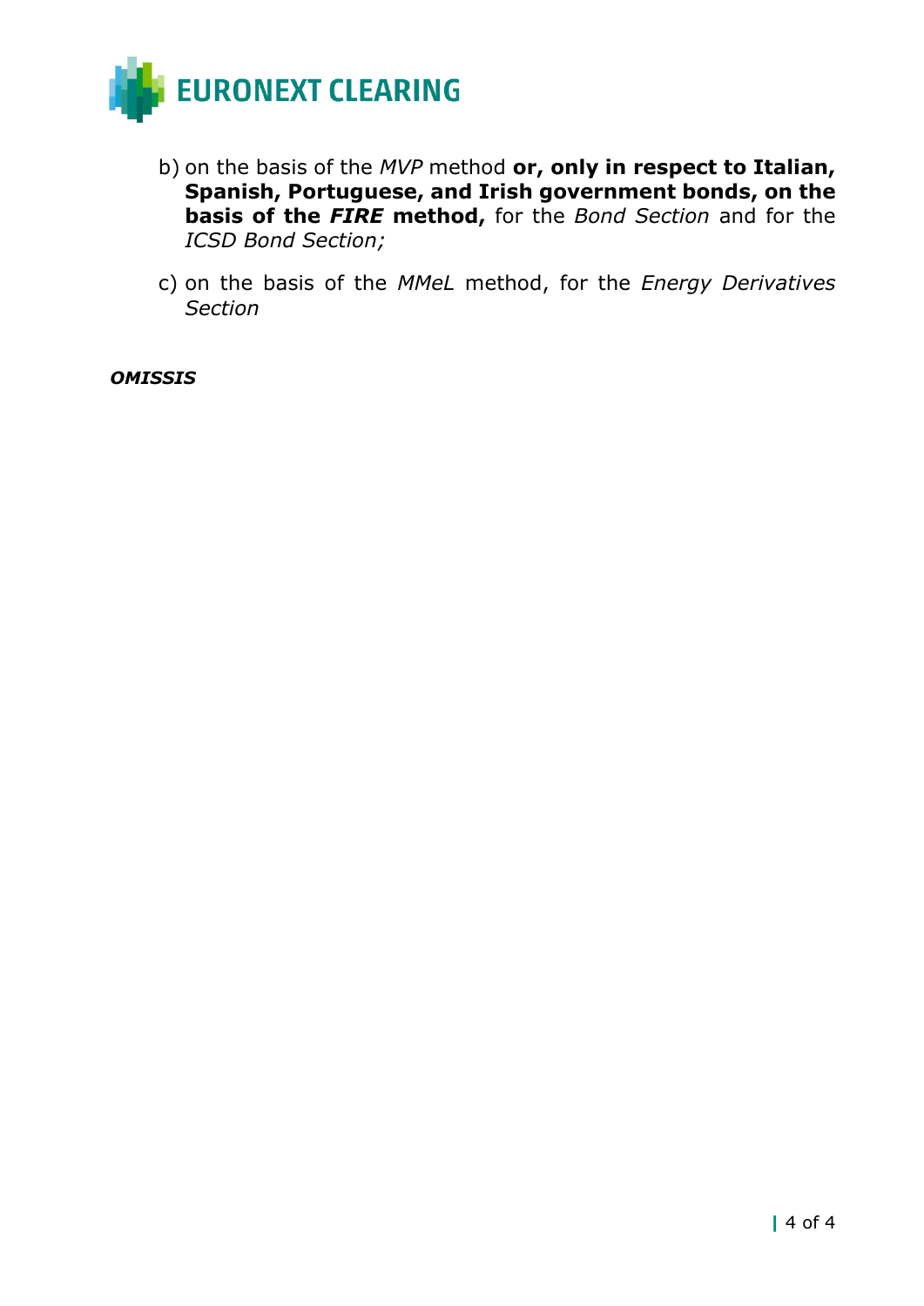b) on the basis of the *MVP* method **or, only in respect to Italian, Spanish, Portuguese, and Irish government bonds, on the basis of the *FIRE* method,** for the *Bond Section* and for the *ICSD Bond Section;*

c) on the basis of the *MMeL* method, for the *Energy Derivatives Section*

***OMISSIS***